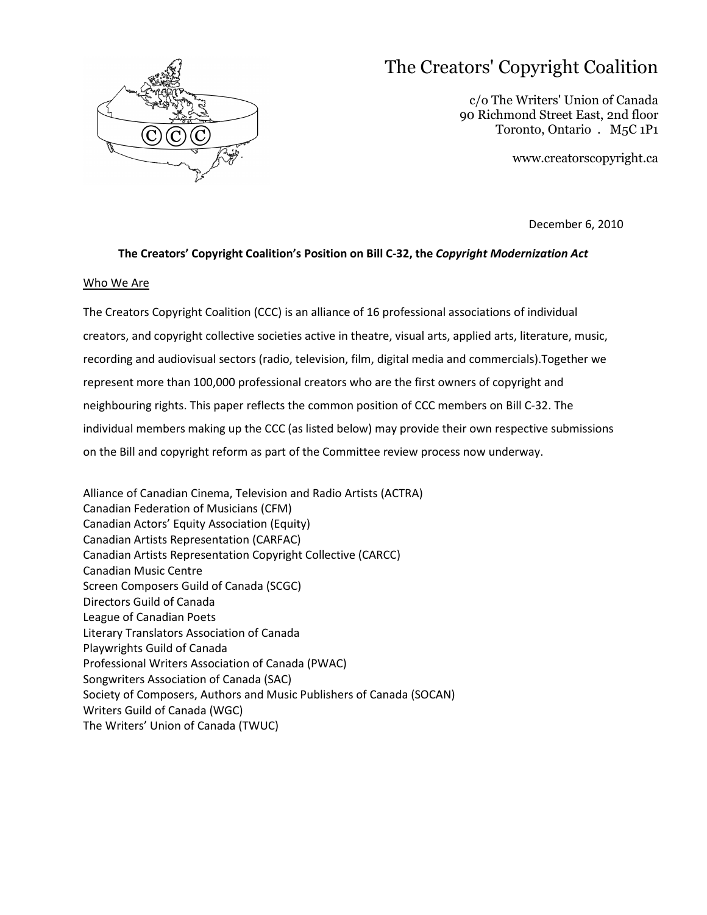# The Creators' Copyright Coalition

c/o The Writers' Union of Canada
90 Richmond Street East, 2nd floor
Toronto, Ontario . M5C 1P1

www.creatorscopyright.ca

December 6, 2010

**The Creators' Copyright Coalition's Position on Bill C-32, the *Copyright Modernization Act***

## Who We Are

The Creators Copyright Coalition (CCC) is an alliance of 16 professional associations of individual creators, and copyright collective societies active in theatre, visual arts, applied arts, literature, music, recording and audiovisual sectors (radio, television, film, digital media and commercials).Together we represent more than 100,000 professional creators who are the first owners of copyright and neighbouring rights. This paper reflects the common position of CCC members on Bill C-32. The individual members making up the CCC (as listed below) may provide their own respective submissions on the Bill and copyright reform as part of the Committee review process now underway.

Alliance of Canadian Cinema, Television and Radio Artists (ACTRA)
Canadian Federation of Musicians (CFM)
Canadian Actors' Equity Association (Equity)
Canadian Artists Representation (CARFAC)
Canadian Artists Representation Copyright Collective (CARCC)
Canadian Music Centre
Screen Composers Guild of Canada (SCGC)
Directors Guild of Canada
League of Canadian Poets
Literary Translators Association of Canada
Playwrights Guild of Canada
Professional Writers Association of Canada (PWAC)
Songwriters Association of Canada (SAC)
Society of Composers, Authors and Music Publishers of Canada (SOCAN)
Writers Guild of Canada (WGC)
The Writers' Union of Canada (TWUC)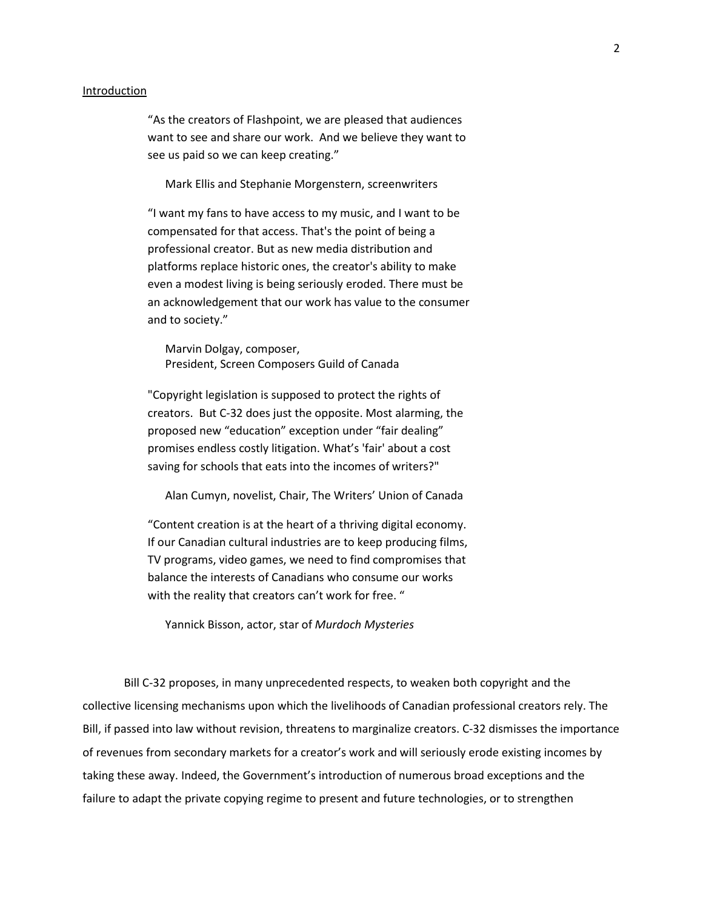Introduction

> "As the creators of Flashpoint, we are pleased that audiences want to see and share our work. And we believe they want to see us paid so we can keep creating."
>
> Mark Ellis and Stephanie Morgenstern, screenwriters

> "I want my fans to have access to my music, and I want to be compensated for that access. That's the point of being a professional creator. But as new media distribution and platforms replace historic ones, the creator's ability to make even a modest living is being seriously eroded. There must be an acknowledgement that our work has value to the consumer and to society."
>
> Marvin Dolgay, composer,
> President, Screen Composers Guild of Canada

> "Copyright legislation is supposed to protect the rights of creators. But C-32 does just the opposite. Most alarming, the proposed new "education" exception under "fair dealing" promises endless costly litigation. What's 'fair' about a cost saving for schools that eats into the incomes of writers?"
>
> Alan Cumyn, novelist, Chair, The Writers' Union of Canada

> "Content creation is at the heart of a thriving digital economy. If our Canadian cultural industries are to keep producing films, TV programs, video games, we need to find compromises that balance the interests of Canadians who consume our works with the reality that creators can't work for free. "
>
> Yannick Bisson, actor, star of *Murdoch Mysteries*

Bill C-32 proposes, in many unprecedented respects, to weaken both copyright and the collective licensing mechanisms upon which the livelihoods of Canadian professional creators rely. The Bill, if passed into law without revision, threatens to marginalize creators. C-32 dismisses the importance of revenues from secondary markets for a creator's work and will seriously erode existing incomes by taking these away. Indeed, the Government's introduction of numerous broad exceptions and the failure to adapt the private copying regime to present and future technologies, or to strengthen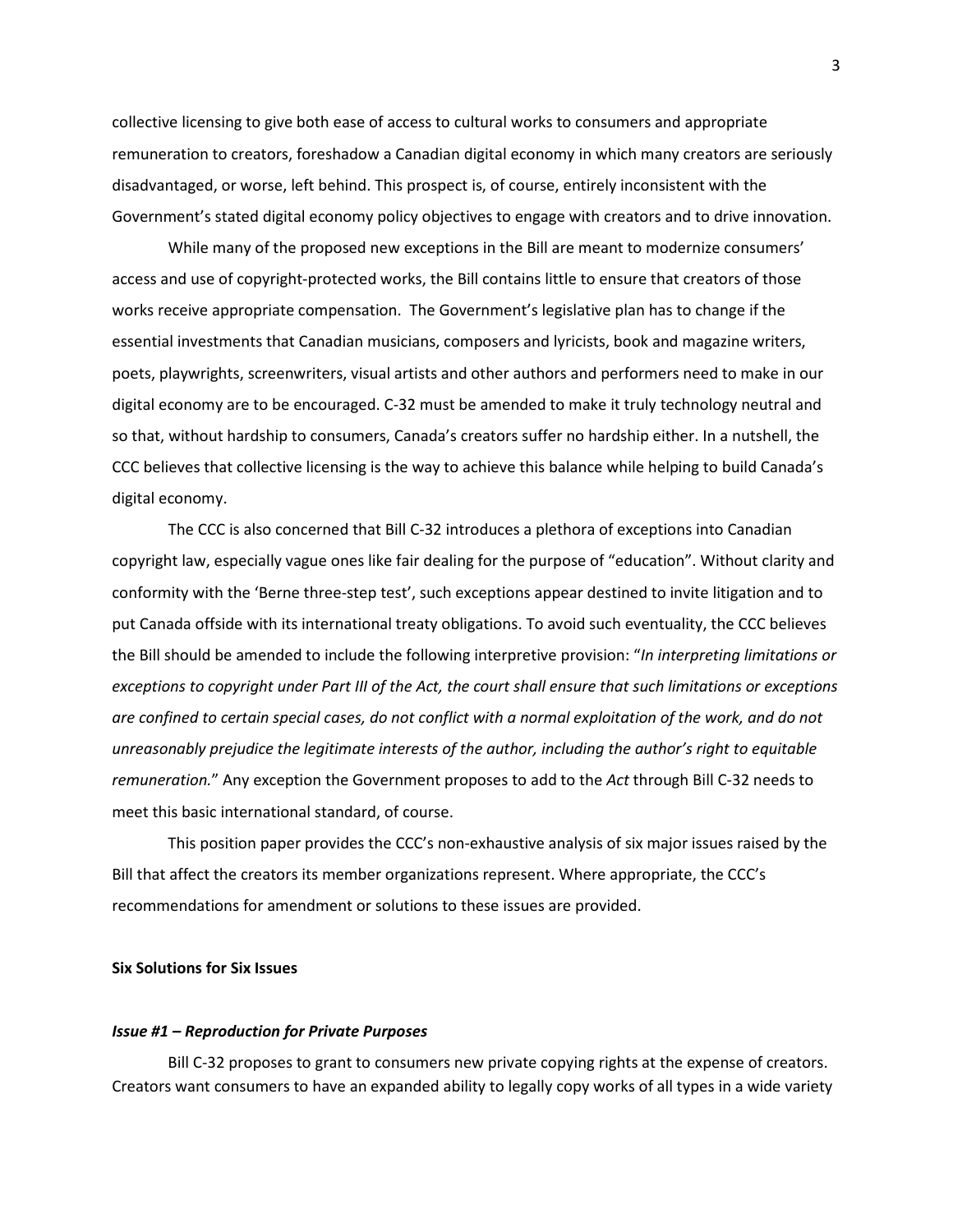collective licensing to give both ease of access to cultural works to consumers and appropriate remuneration to creators, foreshadow a Canadian digital economy in which many creators are seriously disadvantaged, or worse, left behind. This prospect is, of course, entirely inconsistent with the Government's stated digital economy policy objectives to engage with creators and to drive innovation.

While many of the proposed new exceptions in the Bill are meant to modernize consumers' access and use of copyright-protected works, the Bill contains little to ensure that creators of those works receive appropriate compensation. The Government's legislative plan has to change if the essential investments that Canadian musicians, composers and lyricists, book and magazine writers, poets, playwrights, screenwriters, visual artists and other authors and performers need to make in our digital economy are to be encouraged. C-32 must be amended to make it truly technology neutral and so that, without hardship to consumers, Canada's creators suffer no hardship either. In a nutshell, the CCC believes that collective licensing is the way to achieve this balance while helping to build Canada's digital economy.

The CCC is also concerned that Bill C-32 introduces a plethora of exceptions into Canadian copyright law, especially vague ones like fair dealing for the purpose of "education". Without clarity and conformity with the 'Berne three-step test', such exceptions appear destined to invite litigation and to put Canada offside with its international treaty obligations. To avoid such eventuality, the CCC believes the Bill should be amended to include the following interpretive provision: "*In interpreting limitations or exceptions to copyright under Part III of the Act, the court shall ensure that such limitations or exceptions are confined to certain special cases, do not conflict with a normal exploitation of the work, and do not unreasonably prejudice the legitimate interests of the author, including the author's right to equitable remuneration.*" Any exception the Government proposes to add to the *Act* through Bill C-32 needs to meet this basic international standard, of course.

This position paper provides the CCC's non-exhaustive analysis of six major issues raised by the Bill that affect the creators its member organizations represent. Where appropriate, the CCC's recommendations for amendment or solutions to these issues are provided.

## Six Solutions for Six Issues

### *Issue #1 – Reproduction for Private Purposes*

Bill C-32 proposes to grant to consumers new private copying rights at the expense of creators. Creators want consumers to have an expanded ability to legally copy works of all types in a wide variety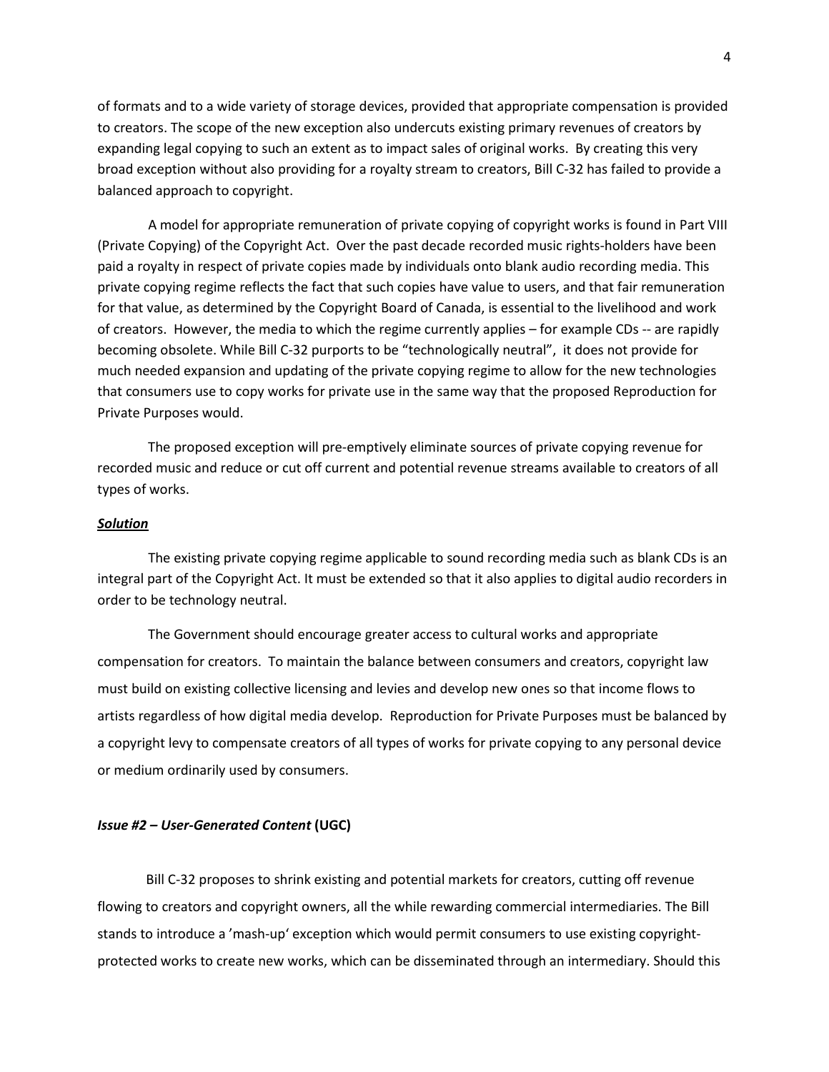of formats and to a wide variety of storage devices, provided that appropriate compensation is provided to creators. The scope of the new exception also undercuts existing primary revenues of creators by expanding legal copying to such an extent as to impact sales of original works. By creating this very broad exception without also providing for a royalty stream to creators, Bill C-32 has failed to provide a balanced approach to copyright.

A model for appropriate remuneration of private copying of copyright works is found in Part VIII (Private Copying) of the Copyright Act. Over the past decade recorded music rights-holders have been paid a royalty in respect of private copies made by individuals onto blank audio recording media. This private copying regime reflects the fact that such copies have value to users, and that fair remuneration for that value, as determined by the Copyright Board of Canada, is essential to the livelihood and work of creators. However, the media to which the regime currently applies – for example CDs -- are rapidly becoming obsolete. While Bill C-32 purports to be "technologically neutral", it does not provide for much needed expansion and updating of the private copying regime to allow for the new technologies that consumers use to copy works for private use in the same way that the proposed Reproduction for Private Purposes would.

The proposed exception will pre-emptively eliminate sources of private copying revenue for recorded music and reduce or cut off current and potential revenue streams available to creators of all types of works.

***Solution***

The existing private copying regime applicable to sound recording media such as blank CDs is an integral part of the Copyright Act. It must be extended so that it also applies to digital audio recorders in order to be technology neutral.

The Government should encourage greater access to cultural works and appropriate compensation for creators. To maintain the balance between consumers and creators, copyright law must build on existing collective licensing and levies and develop new ones so that income flows to artists regardless of how digital media develop. Reproduction for Private Purposes must be balanced by a copyright levy to compensate creators of all types of works for private copying to any personal device or medium ordinarily used by consumers.

### ***Issue #2 – User-Generated Content* (UGC)**

Bill C-32 proposes to shrink existing and potential markets for creators, cutting off revenue flowing to creators and copyright owners, all the while rewarding commercial intermediaries. The Bill stands to introduce a 'mash-up' exception which would permit consumers to use existing copyright-protected works to create new works, which can be disseminated through an intermediary. Should this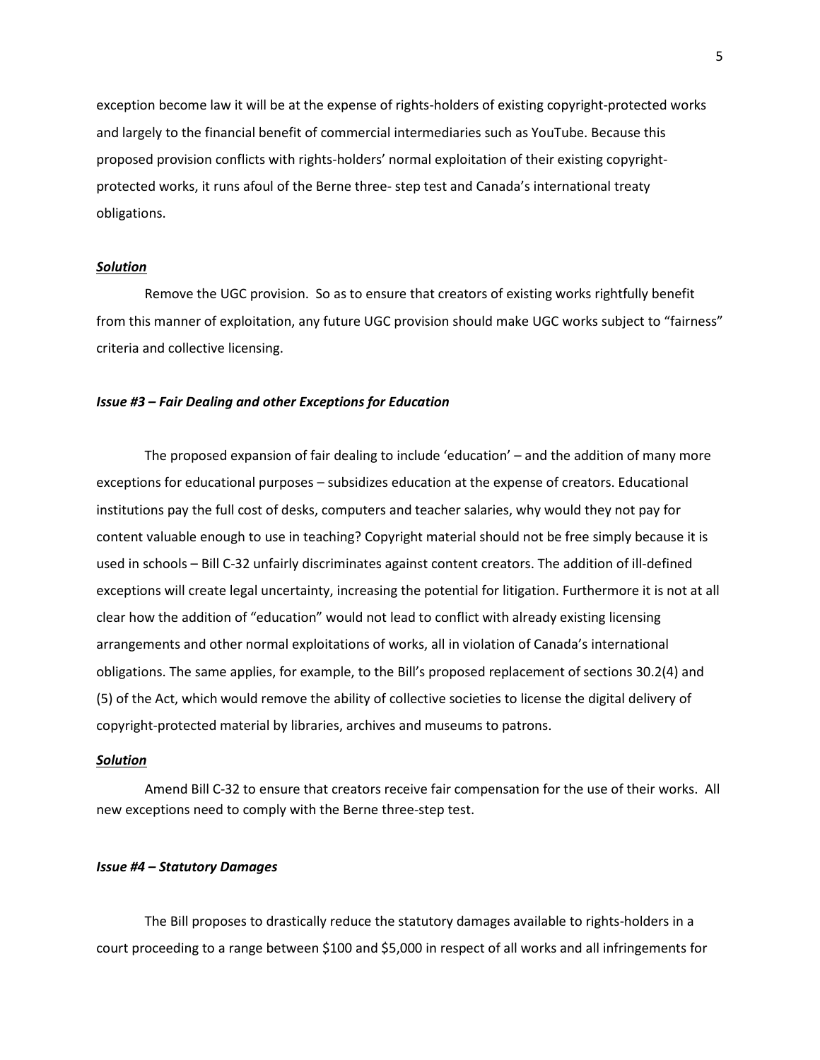exception become law it will be at the expense of rights-holders of existing copyright-protected works and largely to the financial benefit of commercial intermediaries such as YouTube. Because this proposed provision conflicts with rights-holders' normal exploitation of their existing copyright-protected works, it runs afoul of the Berne three- step test and Canada's international treaty obligations.

***Solution***

Remove the UGC provision. So as to ensure that creators of existing works rightfully benefit from this manner of exploitation, any future UGC provision should make UGC works subject to "fairness" criteria and collective licensing.

***Issue #3 – Fair Dealing and other Exceptions for Education***

The proposed expansion of fair dealing to include 'education' – and the addition of many more exceptions for educational purposes – subsidizes education at the expense of creators. Educational institutions pay the full cost of desks, computers and teacher salaries, why would they not pay for content valuable enough to use in teaching? Copyright material should not be free simply because it is used in schools – Bill C-32 unfairly discriminates against content creators. The addition of ill-defined exceptions will create legal uncertainty, increasing the potential for litigation. Furthermore it is not at all clear how the addition of "education" would not lead to conflict with already existing licensing arrangements and other normal exploitations of works, all in violation of Canada's international obligations. The same applies, for example, to the Bill's proposed replacement of sections 30.2(4) and (5) of the Act, which would remove the ability of collective societies to license the digital delivery of copyright-protected material by libraries, archives and museums to patrons.

***Solution***

Amend Bill C-32 to ensure that creators receive fair compensation for the use of their works. All new exceptions need to comply with the Berne three-step test.

***Issue #4 – Statutory Damages***

The Bill proposes to drastically reduce the statutory damages available to rights-holders in a court proceeding to a range between $100 and $5,000 in respect of all works and all infringements for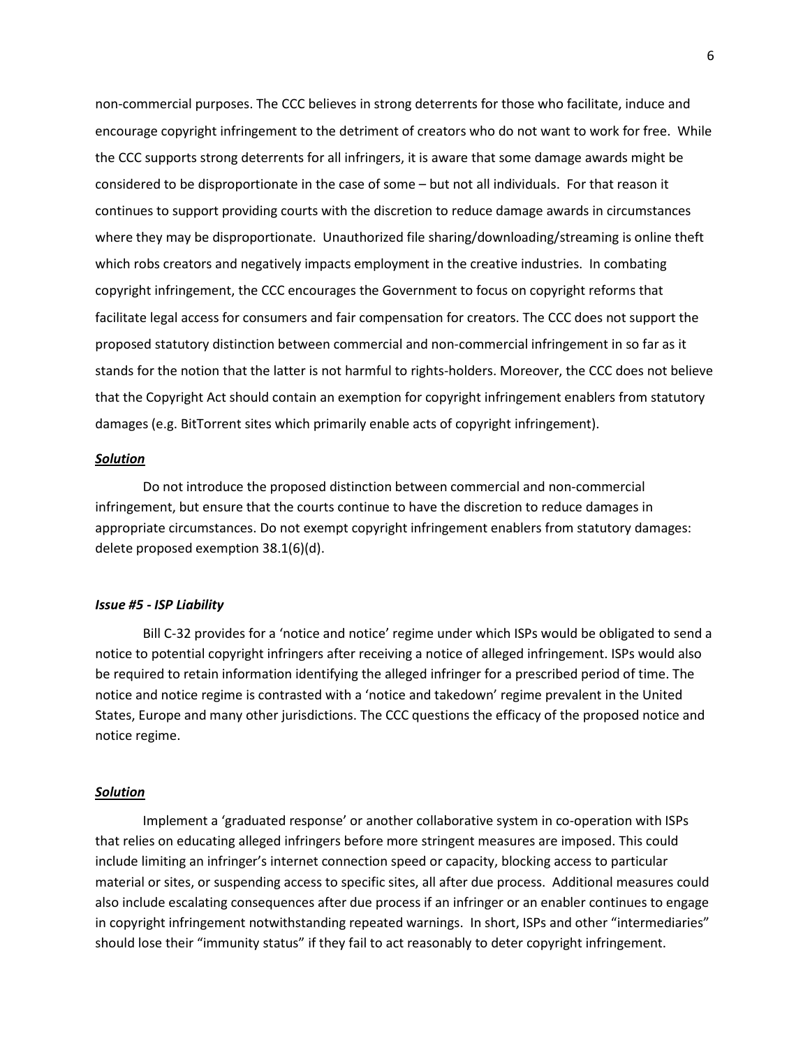non-commercial purposes. The CCC believes in strong deterrents for those who facilitate, induce and encourage copyright infringement to the detriment of creators who do not want to work for free. While the CCC supports strong deterrents for all infringers, it is aware that some damage awards might be considered to be disproportionate in the case of some – but not all individuals. For that reason it continues to support providing courts with the discretion to reduce damage awards in circumstances where they may be disproportionate. Unauthorized file sharing/downloading/streaming is online theft which robs creators and negatively impacts employment in the creative industries. In combating copyright infringement, the CCC encourages the Government to focus on copyright reforms that facilitate legal access for consumers and fair compensation for creators. The CCC does not support the proposed statutory distinction between commercial and non-commercial infringement in so far as it stands for the notion that the latter is not harmful to rights-holders. Moreover, the CCC does not believe that the Copyright Act should contain an exemption for copyright infringement enablers from statutory damages (e.g. BitTorrent sites which primarily enable acts of copyright infringement).

***Solution***

Do not introduce the proposed distinction between commercial and non-commercial infringement, but ensure that the courts continue to have the discretion to reduce damages in appropriate circumstances. Do not exempt copyright infringement enablers from statutory damages: delete proposed exemption 38.1(6)(d).

### *Issue #5 - ISP Liability*

Bill C-32 provides for a 'notice and notice' regime under which ISPs would be obligated to send a notice to potential copyright infringers after receiving a notice of alleged infringement. ISPs would also be required to retain information identifying the alleged infringer for a prescribed period of time. The notice and notice regime is contrasted with a 'notice and takedown' regime prevalent in the United States, Europe and many other jurisdictions. The CCC questions the efficacy of the proposed notice and notice regime.

***Solution***

Implement a 'graduated response' or another collaborative system in co-operation with ISPs that relies on educating alleged infringers before more stringent measures are imposed. This could include limiting an infringer's internet connection speed or capacity, blocking access to particular material or sites, or suspending access to specific sites, all after due process. Additional measures could also include escalating consequences after due process if an infringer or an enabler continues to engage in copyright infringement notwithstanding repeated warnings. In short, ISPs and other "intermediaries" should lose their "immunity status" if they fail to act reasonably to deter copyright infringement.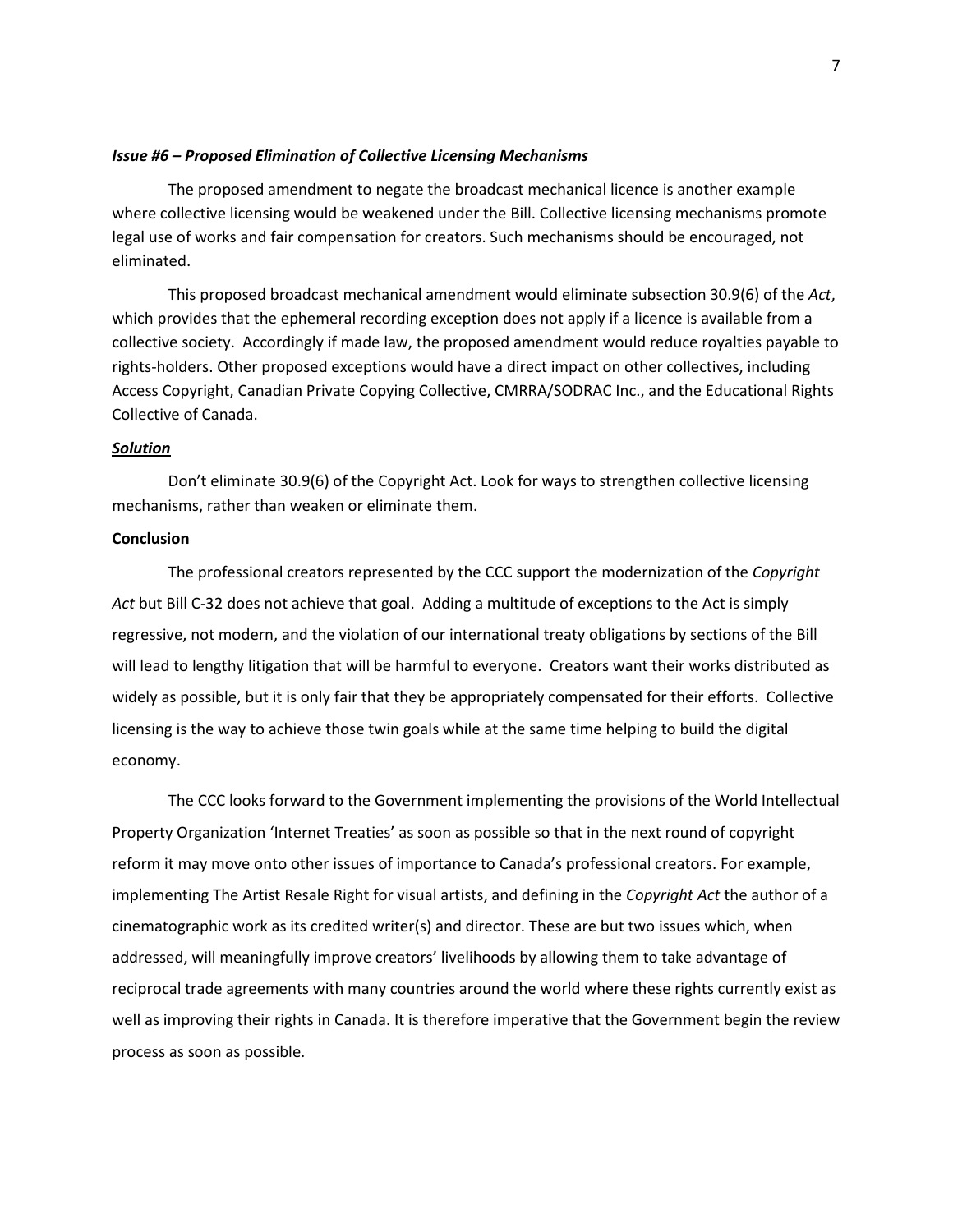***Issue #6 – Proposed Elimination of Collective Licensing Mechanisms***

The proposed amendment to negate the broadcast mechanical licence is another example where collective licensing would be weakened under the Bill. Collective licensing mechanisms promote legal use of works and fair compensation for creators. Such mechanisms should be encouraged, not eliminated.

This proposed broadcast mechanical amendment would eliminate subsection 30.9(6) of the *Act*, which provides that the ephemeral recording exception does not apply if a licence is available from a collective society. Accordingly if made law, the proposed amendment would reduce royalties payable to rights-holders. Other proposed exceptions would have a direct impact on other collectives, including Access Copyright, Canadian Private Copying Collective, CMRRA/SODRAC Inc., and the Educational Rights Collective of Canada.

***Solution***

Don't eliminate 30.9(6) of the Copyright Act. Look for ways to strengthen collective licensing mechanisms, rather than weaken or eliminate them.

**Conclusion**

The professional creators represented by the CCC support the modernization of the *Copyright Act* but Bill C-32 does not achieve that goal. Adding a multitude of exceptions to the Act is simply regressive, not modern, and the violation of our international treaty obligations by sections of the Bill will lead to lengthy litigation that will be harmful to everyone. Creators want their works distributed as widely as possible, but it is only fair that they be appropriately compensated for their efforts. Collective licensing is the way to achieve those twin goals while at the same time helping to build the digital economy.

The CCC looks forward to the Government implementing the provisions of the World Intellectual Property Organization 'Internet Treaties' as soon as possible so that in the next round of copyright reform it may move onto other issues of importance to Canada's professional creators. For example, implementing The Artist Resale Right for visual artists, and defining in the *Copyright Act* the author of a cinematographic work as its credited writer(s) and director. These are but two issues which, when addressed, will meaningfully improve creators' livelihoods by allowing them to take advantage of reciprocal trade agreements with many countries around the world where these rights currently exist as well as improving their rights in Canada. It is therefore imperative that the Government begin the review process as soon as possible.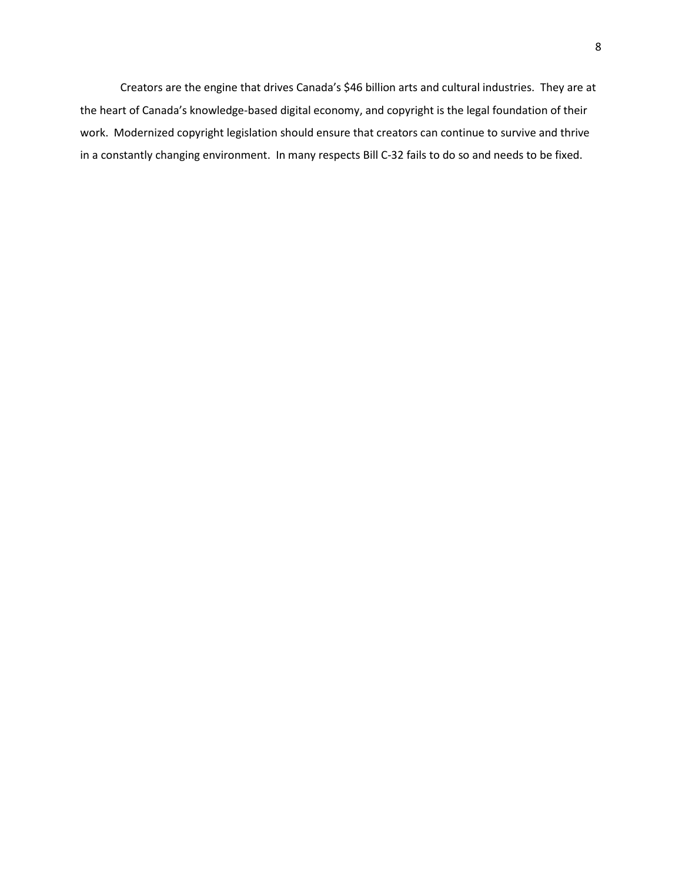Creators are the engine that drives Canada's $46 billion arts and cultural industries. They are at the heart of Canada's knowledge-based digital economy, and copyright is the legal foundation of their work. Modernized copyright legislation should ensure that creators can continue to survive and thrive in a constantly changing environment. In many respects Bill C-32 fails to do so and needs to be fixed.